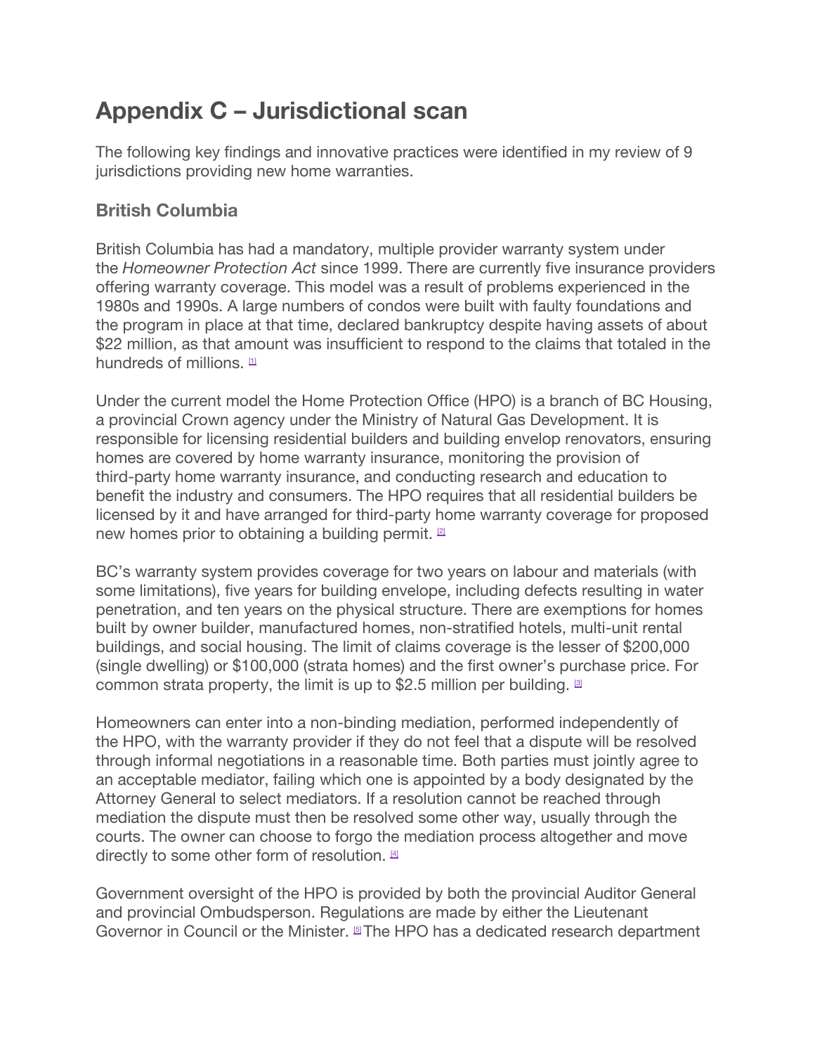# Appendix C – Jurisdictional scan

The following key findings and innovative practices were identified in my review of 9 jurisdictions providing new home warranties.

## British Columbia

British Columbia has had a mandatory, multiple provider warranty system under the *Homeowner Protection Act* since 1999. There are currently five insurance providers offering warranty coverage. This model was a result of problems experienced in the 1980s and 1990s. A large numbers of condos were built with faulty foundations and the program in place at that time, declared bankruptcy despite having assets of about $22 million, as that amount was insufficient to respond to the claims that totaled in the hundreds of millions. [1]

Under the current model the Home Protection Office (HPO) is a branch of BC Housing, a provincial Crown agency under the Ministry of Natural Gas Development. It is responsible for licensing residential builders and building envelop renovators, ensuring homes are covered by home warranty insurance, monitoring the provision of third-party home warranty insurance, and conducting research and education to benefit the industry and consumers. The HPO requires that all residential builders be licensed by it and have arranged for third-party home warranty coverage for proposed new homes prior to obtaining a building permit. [2]

BC's warranty system provides coverage for two years on labour and materials (with some limitations), five years for building envelope, including defects resulting in water penetration, and ten years on the physical structure. There are exemptions for homes built by owner builder, manufactured homes, non-stratified hotels, multi-unit rental buildings, and social housing. The limit of claims coverage is the lesser of $200,000 (single dwelling) or $100,000 (strata homes) and the first owner's purchase price. For common strata property, the limit is up to $2.5 million per building. [3]

Homeowners can enter into a non-binding mediation, performed independently of the HPO, with the warranty provider if they do not feel that a dispute will be resolved through informal negotiations in a reasonable time. Both parties must jointly agree to an acceptable mediator, failing which one is appointed by a body designated by the Attorney General to select mediators. If a resolution cannot be reached through mediation the dispute must then be resolved some other way, usually through the courts. The owner can choose to forgo the mediation process altogether and move directly to some other form of resolution. [4]

Government oversight of the HPO is provided by both the provincial Auditor General and provincial Ombudsperson. Regulations are made by either the Lieutenant Governor in Council or the Minister. [5] The HPO has a dedicated research department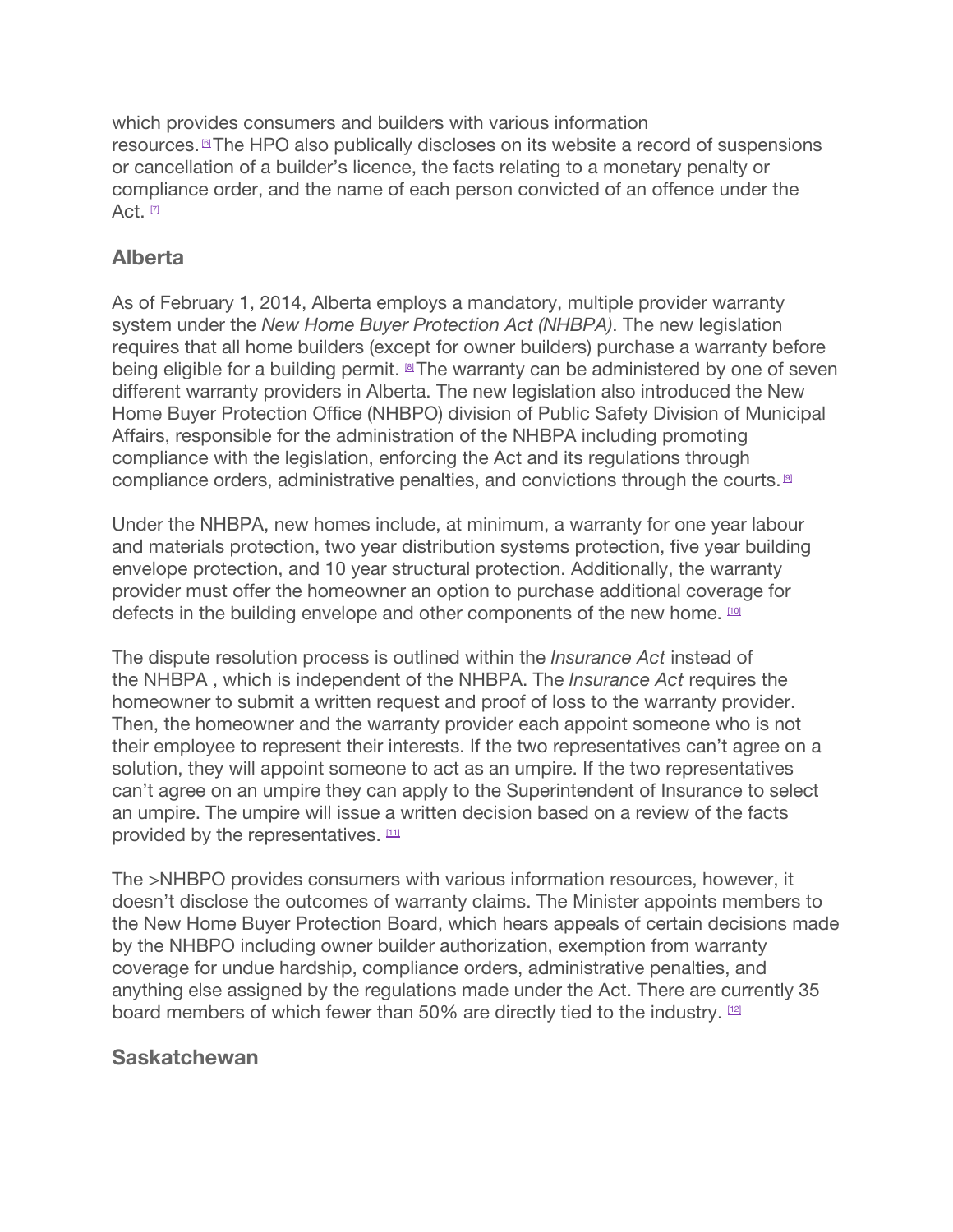which provides consumers and builders with various information resources.[6] The HPO also publically discloses on its website a record of suspensions or cancellation of a builder's licence, the facts relating to a monetary penalty or compliance order, and the name of each person convicted of an offence under the Act. [7]

## Alberta

As of February 1, 2014, Alberta employs a mandatory, multiple provider warranty system under the *New Home Buyer Protection Act (NHBPA)*. The new legislation requires that all home builders (except for owner builders) purchase a warranty before being eligible for a building permit. [8] The warranty can be administered by one of seven different warranty providers in Alberta. The new legislation also introduced the New Home Buyer Protection Office (NHBPO) division of Public Safety Division of Municipal Affairs, responsible for the administration of the NHBPA including promoting compliance with the legislation, enforcing the Act and its regulations through compliance orders, administrative penalties, and convictions through the courts. [9]

Under the NHBPA, new homes include, at minimum, a warranty for one year labour and materials protection, two year distribution systems protection, five year building envelope protection, and 10 year structural protection. Additionally, the warranty provider must offer the homeowner an option to purchase additional coverage for defects in the building envelope and other components of the new home. [10]

The dispute resolution process is outlined within the *Insurance Act* instead of the NHBPA , which is independent of the NHBPA. The *Insurance Act* requires the homeowner to submit a written request and proof of loss to the warranty provider. Then, the homeowner and the warranty provider each appoint someone who is not their employee to represent their interests. If the two representatives can't agree on a solution, they will appoint someone to act as an umpire. If the two representatives can't agree on an umpire they can apply to the Superintendent of Insurance to select an umpire. The umpire will issue a written decision based on a review of the facts provided by the representatives. [11]

The >NHBPO provides consumers with various information resources, however, it doesn't disclose the outcomes of warranty claims. The Minister appoints members to the New Home Buyer Protection Board, which hears appeals of certain decisions made by the NHBPO including owner builder authorization, exemption from warranty coverage for undue hardship, compliance orders, administrative penalties, and anything else assigned by the regulations made under the Act. There are currently 35 board members of which fewer than 50% are directly tied to the industry. [12]

## Saskatchewan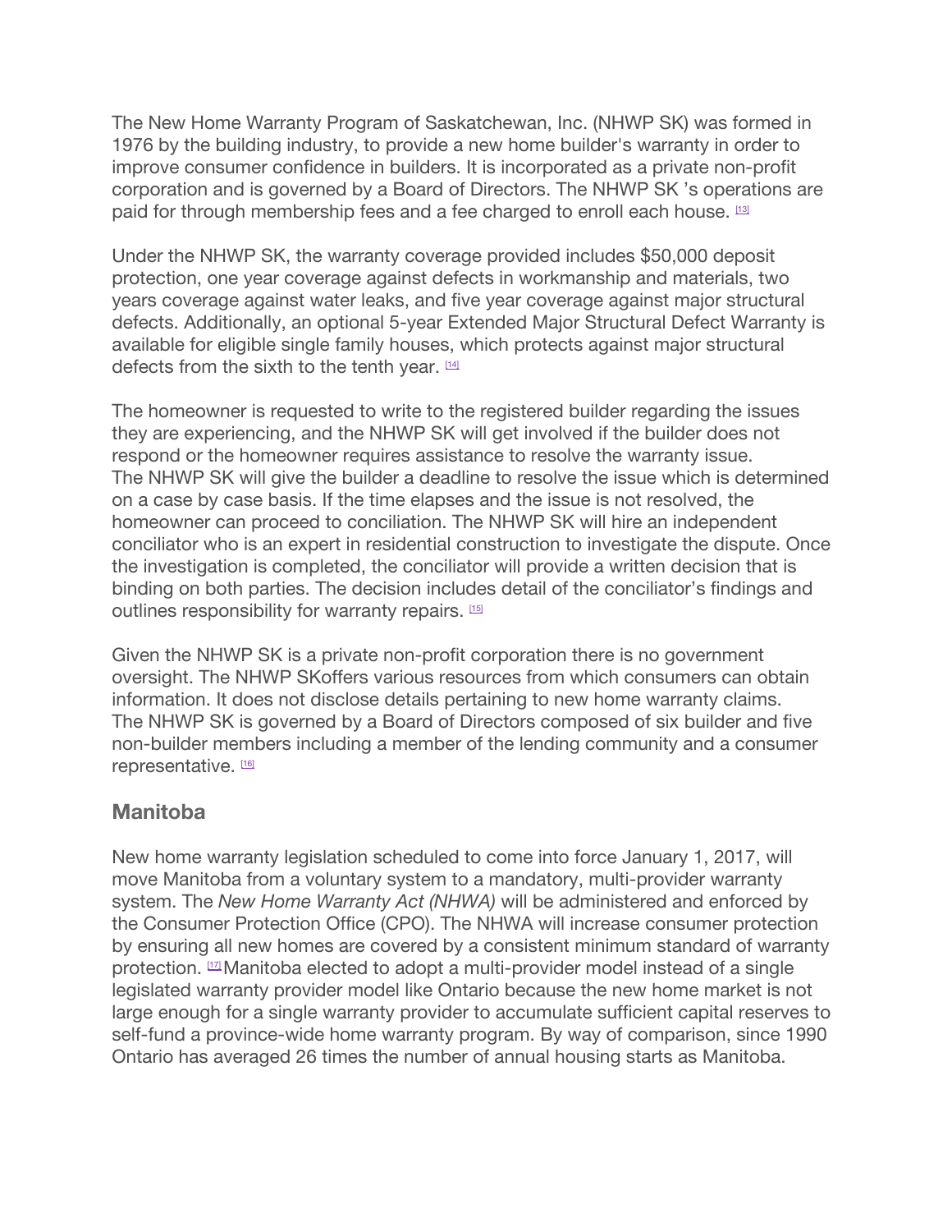The New Home Warranty Program of Saskatchewan, Inc. (NHWP SK) was formed in 1976 by the building industry, to provide a new home builder's warranty in order to improve consumer confidence in builders. It is incorporated as a private non-profit corporation and is governed by a Board of Directors. The NHWP SK 's operations are paid for through membership fees and a fee charged to enroll each house. [13]

Under the NHWP SK, the warranty coverage provided includes $50,000 deposit protection, one year coverage against defects in workmanship and materials, two years coverage against water leaks, and five year coverage against major structural defects. Additionally, an optional 5-year Extended Major Structural Defect Warranty is available for eligible single family houses, which protects against major structural defects from the sixth to the tenth year. [14]

The homeowner is requested to write to the registered builder regarding the issues they are experiencing, and the NHWP SK will get involved if the builder does not respond or the homeowner requires assistance to resolve the warranty issue. The NHWP SK will give the builder a deadline to resolve the issue which is determined on a case by case basis. If the time elapses and the issue is not resolved, the homeowner can proceed to conciliation. The NHWP SK will hire an independent conciliator who is an expert in residential construction to investigate the dispute. Once the investigation is completed, the conciliator will provide a written decision that is binding on both parties. The decision includes detail of the conciliator's findings and outlines responsibility for warranty repairs. [15]

Given the NHWP SK is a private non-profit corporation there is no government oversight. The NHWP SKoffers various resources from which consumers can obtain information. It does not disclose details pertaining to new home warranty claims. The NHWP SK is governed by a Board of Directors composed of six builder and five non-builder members including a member of the lending community and a consumer representative. [16]

### Manitoba

New home warranty legislation scheduled to come into force January 1, 2017, will move Manitoba from a voluntary system to a mandatory, multi-provider warranty system. The *New Home Warranty Act (NHWA)* will be administered and enforced by the Consumer Protection Office (CPO). The NHWA will increase consumer protection by ensuring all new homes are covered by a consistent minimum standard of warranty protection. [17] Manitoba elected to adopt a multi-provider model instead of a single legislated warranty provider model like Ontario because the new home market is not large enough for a single warranty provider to accumulate sufficient capital reserves to self-fund a province-wide home warranty program. By way of comparison, since 1990 Ontario has averaged 26 times the number of annual housing starts as Manitoba.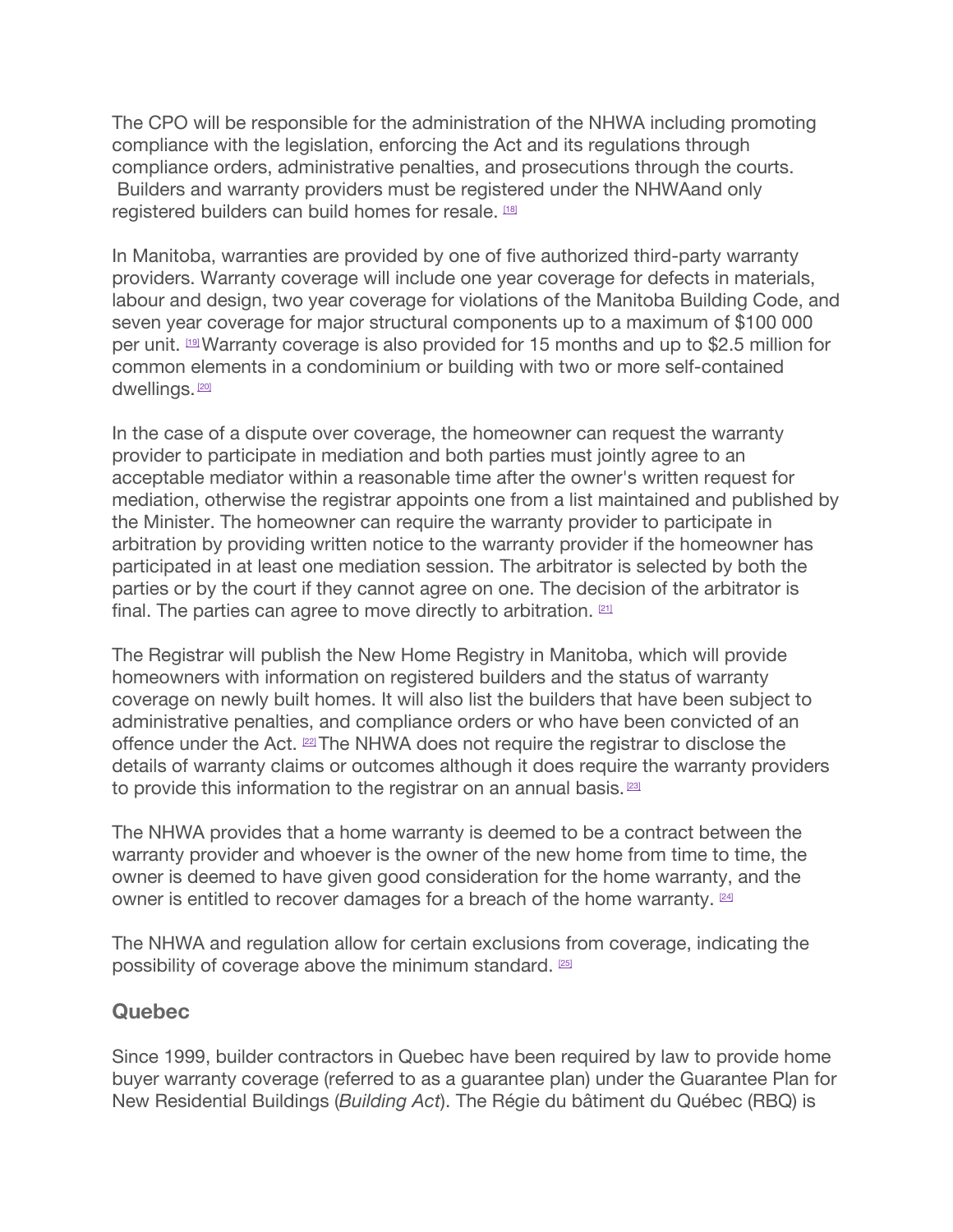The CPO will be responsible for the administration of the NHWA including promoting compliance with the legislation, enforcing the Act and its regulations through compliance orders, administrative penalties, and prosecutions through the courts. Builders and warranty providers must be registered under the NHWAand only registered builders can build homes for resale. [18]

In Manitoba, warranties are provided by one of five authorized third-party warranty providers. Warranty coverage will include one year coverage for defects in materials, labour and design, two year coverage for violations of the Manitoba Building Code, and seven year coverage for major structural components up to a maximum of $100 000 per unit. [19] Warranty coverage is also provided for 15 months and up to $2.5 million for common elements in a condominium or building with two or more self-contained dwellings. [20]

In the case of a dispute over coverage, the homeowner can request the warranty provider to participate in mediation and both parties must jointly agree to an acceptable mediator within a reasonable time after the owner's written request for mediation, otherwise the registrar appoints one from a list maintained and published by the Minister. The homeowner can require the warranty provider to participate in arbitration by providing written notice to the warranty provider if the homeowner has participated in at least one mediation session. The arbitrator is selected by both the parties or by the court if they cannot agree on one. The decision of the arbitrator is final. The parties can agree to move directly to arbitration. [21]

The Registrar will publish the New Home Registry in Manitoba, which will provide homeowners with information on registered builders and the status of warranty coverage on newly built homes. It will also list the builders that have been subject to administrative penalties, and compliance orders or who have been convicted of an offence under the Act. [22] The NHWA does not require the registrar to disclose the details of warranty claims or outcomes although it does require the warranty providers to provide this information to the registrar on an annual basis. [23]

The NHWA provides that a home warranty is deemed to be a contract between the warranty provider and whoever is the owner of the new home from time to time, the owner is deemed to have given good consideration for the home warranty, and the owner is entitled to recover damages for a breach of the home warranty. [24]

The NHWA and regulation allow for certain exclusions from coverage, indicating the possibility of coverage above the minimum standard. [25]

## Quebec

Since 1999, builder contractors in Quebec have been required by law to provide home buyer warranty coverage (referred to as a guarantee plan) under the Guarantee Plan for New Residential Buildings (*Building Act*). The Régie du bâtiment du Québec (RBQ) is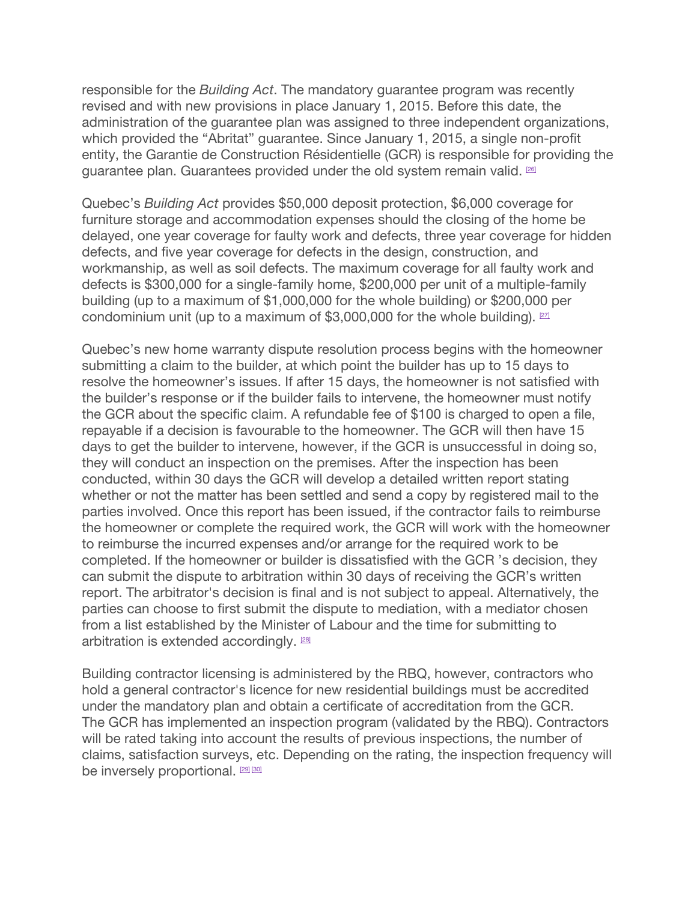responsible for the *Building Act*. The mandatory guarantee program was recently revised and with new provisions in place January 1, 2015. Before this date, the administration of the guarantee plan was assigned to three independent organizations, which provided the “Abritat” guarantee. Since January 1, 2015, a single non-profit entity, the Garantie de Construction Résidentielle (GCR) is responsible for providing the guarantee plan. Guarantees provided under the old system remain valid. [26]

Quebec’s *Building Act* provides $50,000 deposit protection, $6,000 coverage for furniture storage and accommodation expenses should the closing of the home be delayed, one year coverage for faulty work and defects, three year coverage for hidden defects, and five year coverage for defects in the design, construction, and workmanship, as well as soil defects. The maximum coverage for all faulty work and defects is $300,000 for a single-family home, $200,000 per unit of a multiple-family building (up to a maximum of $1,000,000 for the whole building) or $200,000 per condominium unit (up to a maximum of $3,000,000 for the whole building). [27]

Quebec’s new home warranty dispute resolution process begins with the homeowner submitting a claim to the builder, at which point the builder has up to 15 days to resolve the homeowner’s issues. If after 15 days, the homeowner is not satisfied with the builder’s response or if the builder fails to intervene, the homeowner must notify the GCR about the specific claim. A refundable fee of $100 is charged to open a file, repayable if a decision is favourable to the homeowner. The GCR will then have 15 days to get the builder to intervene, however, if the GCR is unsuccessful in doing so, they will conduct an inspection on the premises. After the inspection has been conducted, within 30 days the GCR will develop a detailed written report stating whether or not the matter has been settled and send a copy by registered mail to the parties involved. Once this report has been issued, if the contractor fails to reimburse the homeowner or complete the required work, the GCR will work with the homeowner to reimburse the incurred expenses and/or arrange for the required work to be completed. If the homeowner or builder is dissatisfied with the GCR ’s decision, they can submit the dispute to arbitration within 30 days of receiving the GCR’s written report. The arbitrator's decision is final and is not subject to appeal. Alternatively, the parties can choose to first submit the dispute to mediation, with a mediator chosen from a list established by the Minister of Labour and the time for submitting to arbitration is extended accordingly. [28]

Building contractor licensing is administered by the RBQ, however, contractors who hold a general contractor's licence for new residential buildings must be accredited under the mandatory plan and obtain a certificate of accreditation from the GCR. The GCR has implemented an inspection program (validated by the RBQ). Contractors will be rated taking into account the results of previous inspections, the number of claims, satisfaction surveys, etc. Depending on the rating, the inspection frequency will be inversely proportional. [29] [30]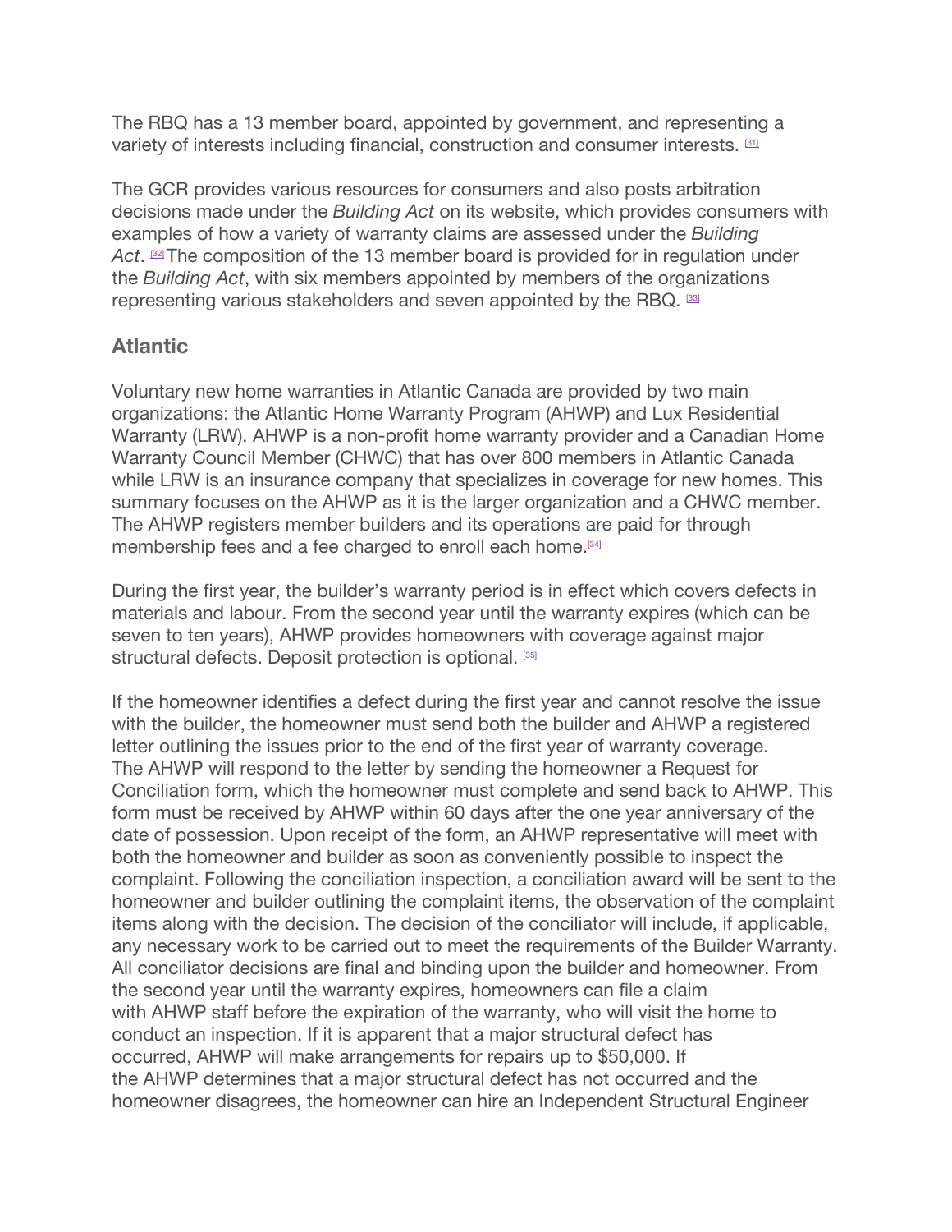The RBQ has a 13 member board, appointed by government, and representing a variety of interests including financial, construction and consumer interests. [31]

The GCR provides various resources for consumers and also posts arbitration decisions made under the *Building Act* on its website, which provides consumers with examples of how a variety of warranty claims are assessed under the *Building Act*. [32] The composition of the 13 member board is provided for in regulation under the *Building Act*, with six members appointed by members of the organizations representing various stakeholders and seven appointed by the RBQ. [33]

## Atlantic

Voluntary new home warranties in Atlantic Canada are provided by two main organizations: the Atlantic Home Warranty Program (AHWP) and Lux Residential Warranty (LRW). AHWP is a non-profit home warranty provider and a Canadian Home Warranty Council Member (CHWC) that has over 800 members in Atlantic Canada while LRW is an insurance company that specializes in coverage for new homes. This summary focuses on the AHWP as it is the larger organization and a CHWC member. The AHWP registers member builders and its operations are paid for through membership fees and a fee charged to enroll each home.[34]

During the first year, the builder's warranty period is in effect which covers defects in materials and labour. From the second year until the warranty expires (which can be seven to ten years), AHWP provides homeowners with coverage against major structural defects. Deposit protection is optional. [35]

If the homeowner identifies a defect during the first year and cannot resolve the issue with the builder, the homeowner must send both the builder and AHWP a registered letter outlining the issues prior to the end of the first year of warranty coverage. The AHWP will respond to the letter by sending the homeowner a Request for Conciliation form, which the homeowner must complete and send back to AHWP. This form must be received by AHWP within 60 days after the one year anniversary of the date of possession. Upon receipt of the form, an AHWP representative will meet with both the homeowner and builder as soon as conveniently possible to inspect the complaint. Following the conciliation inspection, a conciliation award will be sent to the homeowner and builder outlining the complaint items, the observation of the complaint items along with the decision. The decision of the conciliator will include, if applicable, any necessary work to be carried out to meet the requirements of the Builder Warranty. All conciliator decisions are final and binding upon the builder and homeowner. From the second year until the warranty expires, homeowners can file a claim with AHWP staff before the expiration of the warranty, who will visit the home to conduct an inspection. If it is apparent that a major structural defect has occurred, AHWP will make arrangements for repairs up to $50,000. If the AHWP determines that a major structural defect has not occurred and the homeowner disagrees, the homeowner can hire an Independent Structural Engineer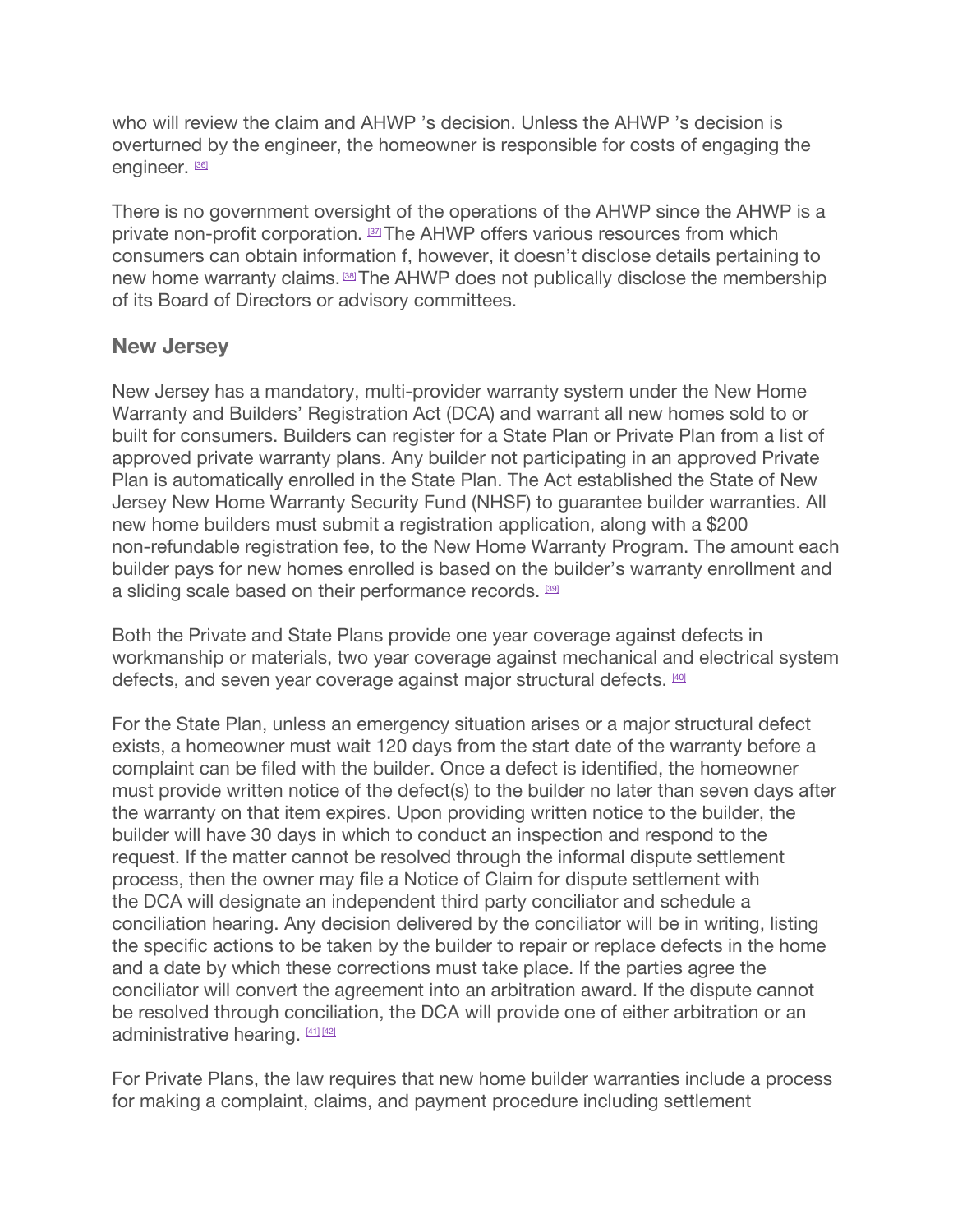who will review the claim and AHWP 's decision. Unless the AHWP 's decision is overturned by the engineer, the homeowner is responsible for costs of engaging the engineer. [36]

There is no government oversight of the operations of the AHWP since the AHWP is a private non-profit corporation. [37] The AHWP offers various resources from which consumers can obtain information f, however, it doesn't disclose details pertaining to new home warranty claims. [38] The AHWP does not publically disclose the membership of its Board of Directors or advisory committees.

## New Jersey

New Jersey has a mandatory, multi-provider warranty system under the New Home Warranty and Builders' Registration Act (DCA) and warrant all new homes sold to or built for consumers. Builders can register for a State Plan or Private Plan from a list of approved private warranty plans. Any builder not participating in an approved Private Plan is automatically enrolled in the State Plan. The Act established the State of New Jersey New Home Warranty Security Fund (NHSF) to guarantee builder warranties. All new home builders must submit a registration application, along with a $200 non-refundable registration fee, to the New Home Warranty Program. The amount each builder pays for new homes enrolled is based on the builder's warranty enrollment and a sliding scale based on their performance records. [39]

Both the Private and State Plans provide one year coverage against defects in workmanship or materials, two year coverage against mechanical and electrical system defects, and seven year coverage against major structural defects. [40]

For the State Plan, unless an emergency situation arises or a major structural defect exists, a homeowner must wait 120 days from the start date of the warranty before a complaint can be filed with the builder. Once a defect is identified, the homeowner must provide written notice of the defect(s) to the builder no later than seven days after the warranty on that item expires. Upon providing written notice to the builder, the builder will have 30 days in which to conduct an inspection and respond to the request. If the matter cannot be resolved through the informal dispute settlement process, then the owner may file a Notice of Claim for dispute settlement with the DCA will designate an independent third party conciliator and schedule a conciliation hearing. Any decision delivered by the conciliator will be in writing, listing the specific actions to be taken by the builder to repair or replace defects in the home and a date by which these corrections must take place. If the parties agree the conciliator will convert the agreement into an arbitration award. If the dispute cannot be resolved through conciliation, the DCA will provide one of either arbitration or an administrative hearing. [41] [42]

For Private Plans, the law requires that new home builder warranties include a process for making a complaint, claims, and payment procedure including settlement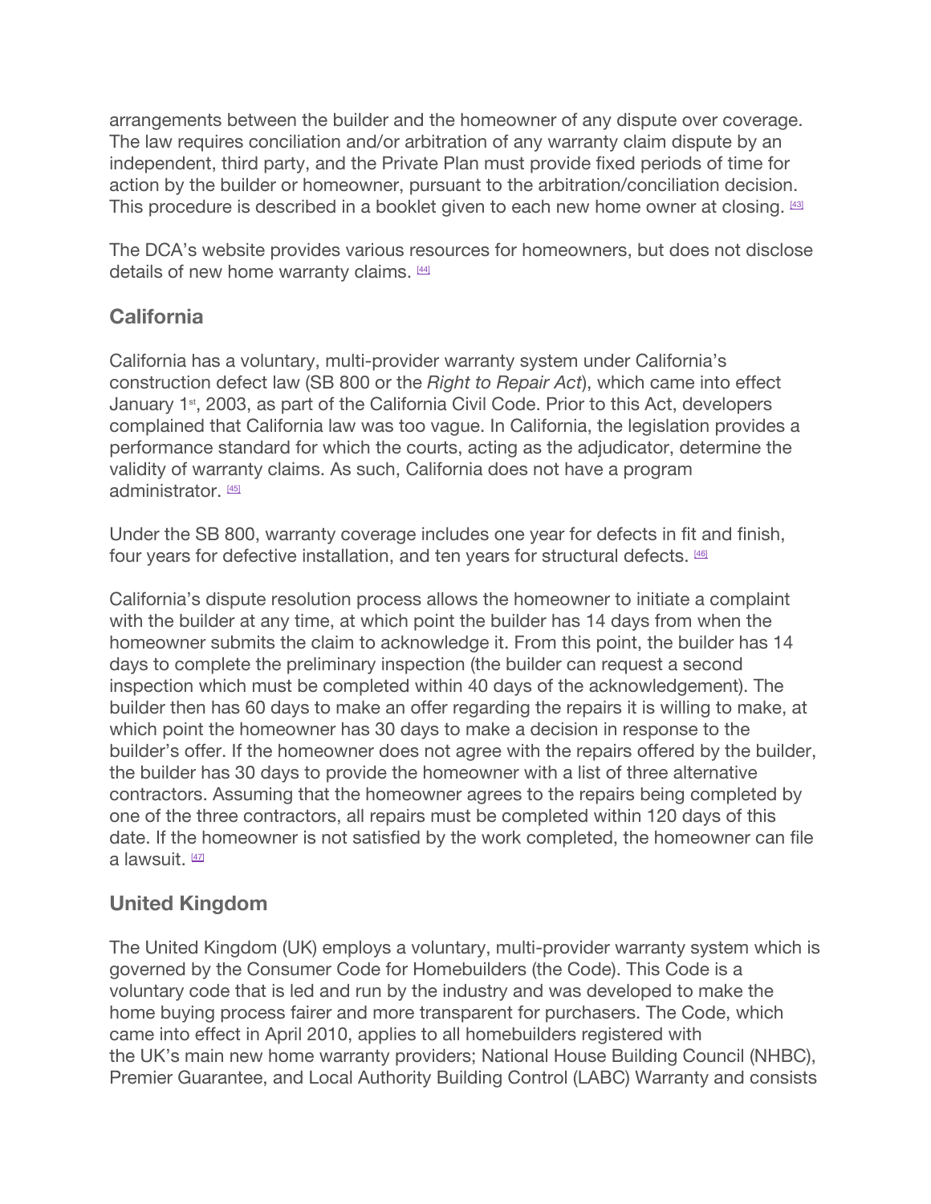arrangements between the builder and the homeowner of any dispute over coverage. The law requires conciliation and/or arbitration of any warranty claim dispute by an independent, third party, and the Private Plan must provide fixed periods of time for action by the builder or homeowner, pursuant to the arbitration/conciliation decision. This procedure is described in a booklet given to each new home owner at closing. [43]

The DCA's website provides various resources for homeowners, but does not disclose details of new home warranty claims. [44]

## California

California has a voluntary, multi-provider warranty system under California's construction defect law (SB 800 or the *Right to Repair Act*), which came into effect January 1st, 2003, as part of the California Civil Code. Prior to this Act, developers complained that California law was too vague. In California, the legislation provides a performance standard for which the courts, acting as the adjudicator, determine the validity of warranty claims. As such, California does not have a program administrator. [45]

Under the SB 800, warranty coverage includes one year for defects in fit and finish, four years for defective installation, and ten years for structural defects. [46]

California's dispute resolution process allows the homeowner to initiate a complaint with the builder at any time, at which point the builder has 14 days from when the homeowner submits the claim to acknowledge it. From this point, the builder has 14 days to complete the preliminary inspection (the builder can request a second inspection which must be completed within 40 days of the acknowledgement). The builder then has 60 days to make an offer regarding the repairs it is willing to make, at which point the homeowner has 30 days to make a decision in response to the builder's offer. If the homeowner does not agree with the repairs offered by the builder, the builder has 30 days to provide the homeowner with a list of three alternative contractors. Assuming that the homeowner agrees to the repairs being completed by one of the three contractors, all repairs must be completed within 120 days of this date. If the homeowner is not satisfied by the work completed, the homeowner can file a lawsuit. [47]

## United Kingdom

The United Kingdom (UK) employs a voluntary, multi-provider warranty system which is governed by the Consumer Code for Homebuilders (the Code). This Code is a voluntary code that is led and run by the industry and was developed to make the home buying process fairer and more transparent for purchasers. The Code, which came into effect in April 2010, applies to all homebuilders registered with the UK's main new home warranty providers; National House Building Council (NHBC), Premier Guarantee, and Local Authority Building Control (LABC) Warranty and consists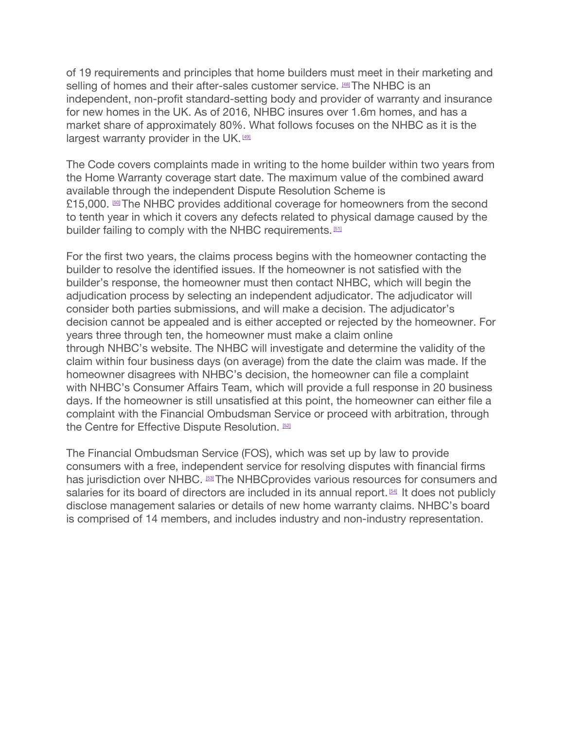of 19 requirements and principles that home builders must meet in their marketing and selling of homes and their after-sales customer service. [48] The NHBC is an independent, non-profit standard-setting body and provider of warranty and insurance for new homes in the UK. As of 2016, NHBC insures over 1.6m homes, and has a market share of approximately 80%. What follows focuses on the NHBC as it is the largest warranty provider in the UK. [49]

The Code covers complaints made in writing to the home builder within two years from the Home Warranty coverage start date. The maximum value of the combined award available through the independent Dispute Resolution Scheme is £15,000. [50] The NHBC provides additional coverage for homeowners from the second to tenth year in which it covers any defects related to physical damage caused by the builder failing to comply with the NHBC requirements. [51]

For the first two years, the claims process begins with the homeowner contacting the builder to resolve the identified issues. If the homeowner is not satisfied with the builder's response, the homeowner must then contact NHBC, which will begin the adjudication process by selecting an independent adjudicator. The adjudicator will consider both parties submissions, and will make a decision. The adjudicator's decision cannot be appealed and is either accepted or rejected by the homeowner. For years three through ten, the homeowner must make a claim online through NHBC's website. The NHBC will investigate and determine the validity of the claim within four business days (on average) from the date the claim was made. If the homeowner disagrees with NHBC's decision, the homeowner can file a complaint with NHBC's Consumer Affairs Team, which will provide a full response in 20 business days. If the homeowner is still unsatisfied at this point, the homeowner can either file a complaint with the Financial Ombudsman Service or proceed with arbitration, through the Centre for Effective Dispute Resolution. [52]

The Financial Ombudsman Service (FOS), which was set up by law to provide consumers with a free, independent service for resolving disputes with financial firms has jurisdiction over NHBC. [53] The NHBCprovides various resources for consumers and salaries for its board of directors are included in its annual report. [54] It does not publicly disclose management salaries or details of new home warranty claims. NHBC's board is comprised of 14 members, and includes industry and non-industry representation.